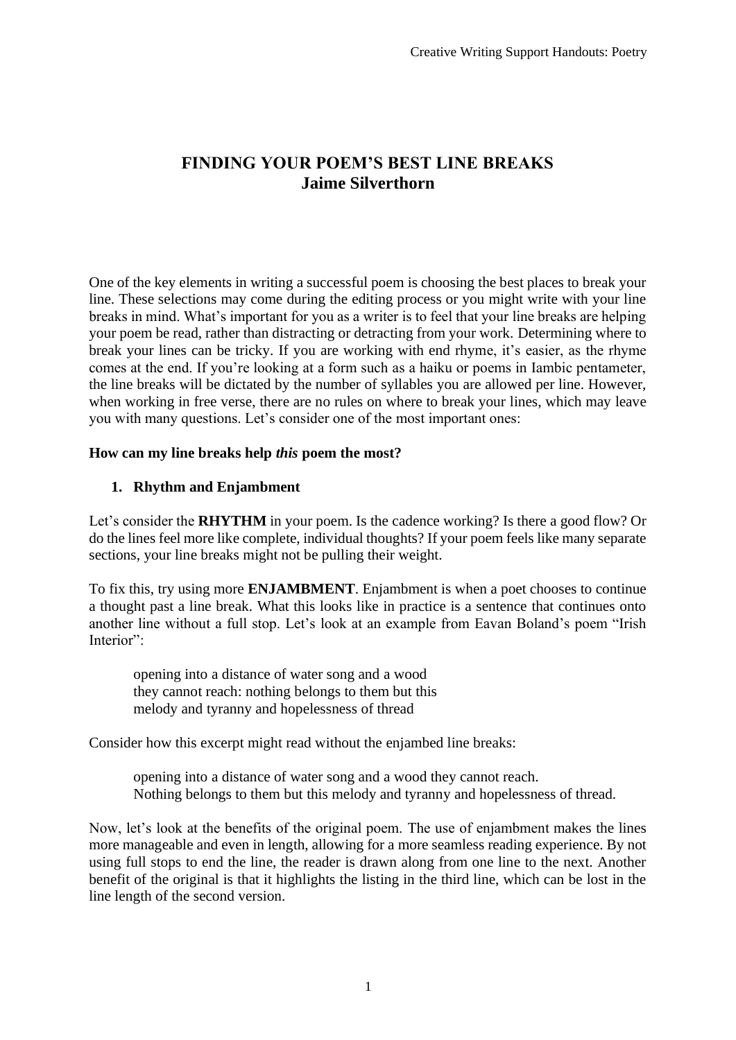# FINDING YOUR POEM'S BEST LINE BREAKS
## Jaime Silverthorn

One of the key elements in writing a successful poem is choosing the best places to break your line. These selections may come during the editing process or you might write with your line breaks in mind. What's important for you as a writer is to feel that your line breaks are helping your poem be read, rather than distracting or detracting from your work. Determining where to break your lines can be tricky. If you are working with end rhyme, it's easier, as the rhyme comes at the end. If you're looking at a form such as a haiku or poems in Iambic pentameter, the line breaks will be dictated by the number of syllables you are allowed per line. However, when working in free verse, there are no rules on where to break your lines, which may leave you with many questions. Let's consider one of the most important ones:

**How can my line breaks help *this* poem the most?**

1. **Rhythm and Enjambment**

Let's consider the **RHYTHM** in your poem. Is the cadence working? Is there a good flow? Or do the lines feel more like complete, individual thoughts? If your poem feels like many separate sections, your line breaks might not be pulling their weight.

To fix this, try using more **ENJAMBMENT**. Enjambment is when a poet chooses to continue a thought past a line break. What this looks like in practice is a sentence that continues onto another line without a full stop. Let's look at an example from Eavan Boland's poem "Irish Interior":

> opening into a distance of water song and a wood
> they cannot reach: nothing belongs to them but this
> melody and tyranny and hopelessness of thread

Consider how this excerpt might read without the enjambed line breaks:

> opening into a distance of water song and a wood they cannot reach.
> Nothing belongs to them but this melody and tyranny and hopelessness of thread.

Now, let's look at the benefits of the original poem. The use of enjambment makes the lines more manageable and even in length, allowing for a more seamless reading experience. By not using full stops to end the line, the reader is drawn along from one line to the next. Another benefit of the original is that it highlights the listing in the third line, which can be lost in the line length of the second version.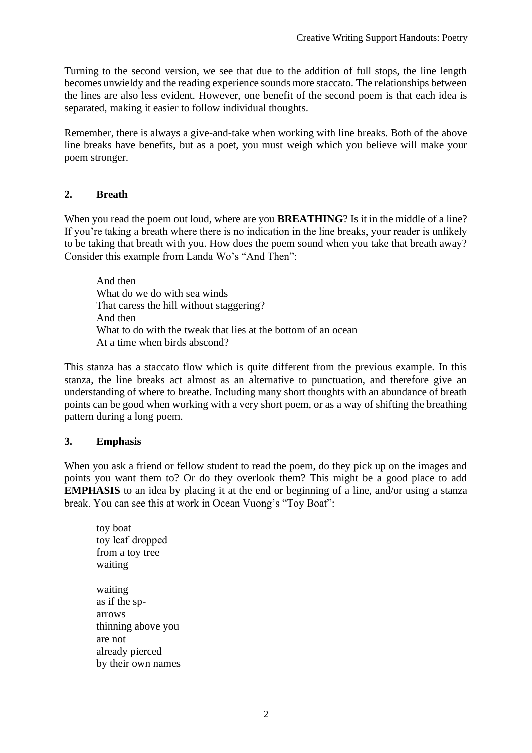Turning to the second version, we see that due to the addition of full stops, the line length becomes unwieldy and the reading experience sounds more staccato. The relationships between the lines are also less evident. However, one benefit of the second poem is that each idea is separated, making it easier to follow individual thoughts.

Remember, there is always a give-and-take when working with line breaks. Both of the above line breaks have benefits, but as a poet, you must weigh which you believe will make your poem stronger.

## 2. Breath

When you read the poem out loud, where are you **BREATHING**? Is it in the middle of a line? If you're taking a breath where there is no indication in the line breaks, your reader is unlikely to be taking that breath with you. How does the poem sound when you take that breath away? Consider this example from Landa Wo's "And Then":

> And then  
> What do we do with sea winds  
> That caress the hill without staggering?  
> And then  
> What to do with the tweak that lies at the bottom of an ocean  
> At a time when birds abscond?

This stanza has a staccato flow which is quite different from the previous example. In this stanza, the line breaks act almost as an alternative to punctuation, and therefore give an understanding of where to breathe. Including many short thoughts with an abundance of breath points can be good when working with a very short poem, or as a way of shifting the breathing pattern during a long poem.

## 3. Emphasis

When you ask a friend or fellow student to read the poem, do they pick up on the images and points you want them to? Or do they overlook them? This might be a good place to add **EMPHASIS** to an idea by placing it at the end or beginning of a line, and/or using a stanza break. You can see this at work in Ocean Vuong's "Toy Boat":

> toy boat  
> toy leaf dropped  
> from a toy tree  
> waiting
>
> waiting  
> as if the sp-  
> arrows  
> thinning above you  
> are not  
> already pierced  
> by their own names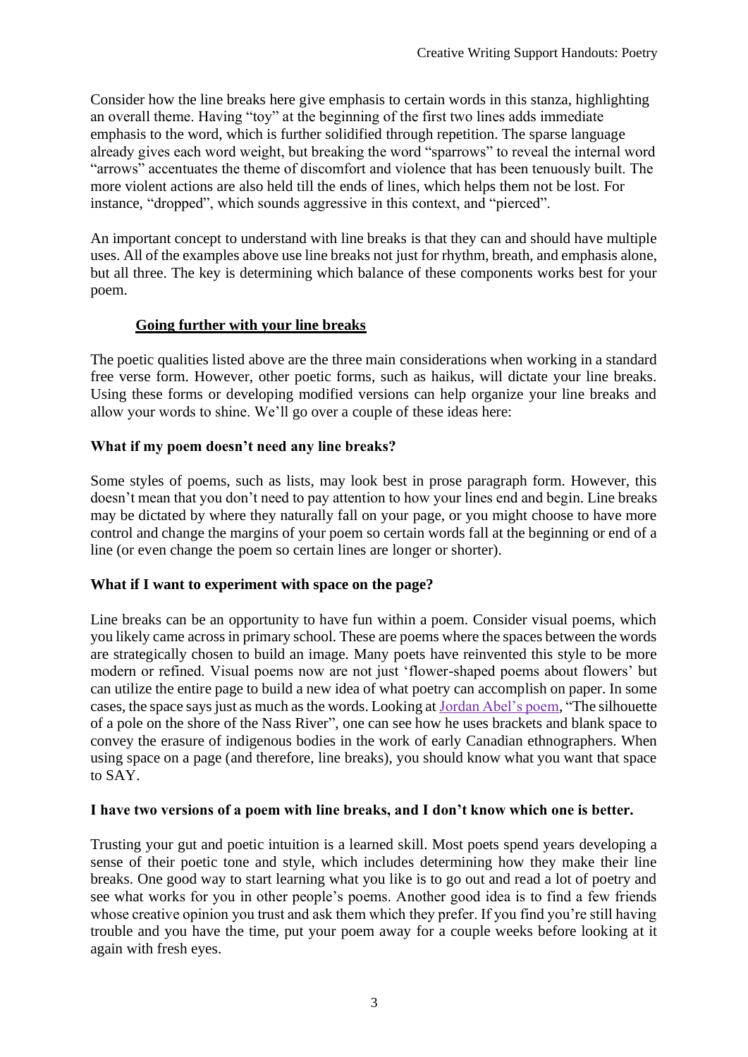Consider how the line breaks here give emphasis to certain words in this stanza, highlighting an overall theme. Having "toy" at the beginning of the first two lines adds immediate emphasis to the word, which is further solidified through repetition. The sparse language already gives each word weight, but breaking the word "sparrows" to reveal the internal word "arrows" accentuates the theme of discomfort and violence that has been tenuously built. The more violent actions are also held till the ends of lines, which helps them not be lost. For instance, "dropped", which sounds aggressive in this context, and "pierced".

An important concept to understand with line breaks is that they can and should have multiple uses. All of the examples above use line breaks not just for rhythm, breath, and emphasis alone, but all three. The key is determining which balance of these components works best for your poem.

## Going further with your line breaks

The poetic qualities listed above are the three main considerations when working in a standard free verse form. However, other poetic forms, such as haikus, will dictate your line breaks. Using these forms or developing modified versions can help organize your line breaks and allow your words to shine. We'll go over a couple of these ideas here:

### What if my poem doesn't need any line breaks?

Some styles of poems, such as lists, may look best in prose paragraph form. However, this doesn't mean that you don't need to pay attention to how your lines end and begin. Line breaks may be dictated by where they naturally fall on your page, or you might choose to have more control and change the margins of your poem so certain words fall at the beginning or end of a line (or even change the poem so certain lines are longer or shorter).

### What if I want to experiment with space on the page?

Line breaks can be an opportunity to have fun within a poem. Consider visual poems, which you likely came across in primary school. These are poems where the spaces between the words are strategically chosen to build an image. Many poets have reinvented this style to be more modern or refined. Visual poems now are not just 'flower-shaped poems about flowers' but can utilize the entire page to build a new idea of what poetry can accomplish on paper. In some cases, the space says just as much as the words. Looking at Jordan Abel's poem, "The silhouette of a pole on the shore of the Nass River", one can see how he uses brackets and blank space to convey the erasure of indigenous bodies in the work of early Canadian ethnographers. When using space on a page (and therefore, line breaks), you should know what you want that space to SAY.

### I have two versions of a poem with line breaks, and I don't know which one is better.

Trusting your gut and poetic intuition is a learned skill. Most poets spend years developing a sense of their poetic tone and style, which includes determining how they make their line breaks. One good way to start learning what you like is to go out and read a lot of poetry and see what works for you in other people's poems. Another good idea is to find a few friends whose creative opinion you trust and ask them which they prefer. If you find you're still having trouble and you have the time, put your poem away for a couple weeks before looking at it again with fresh eyes.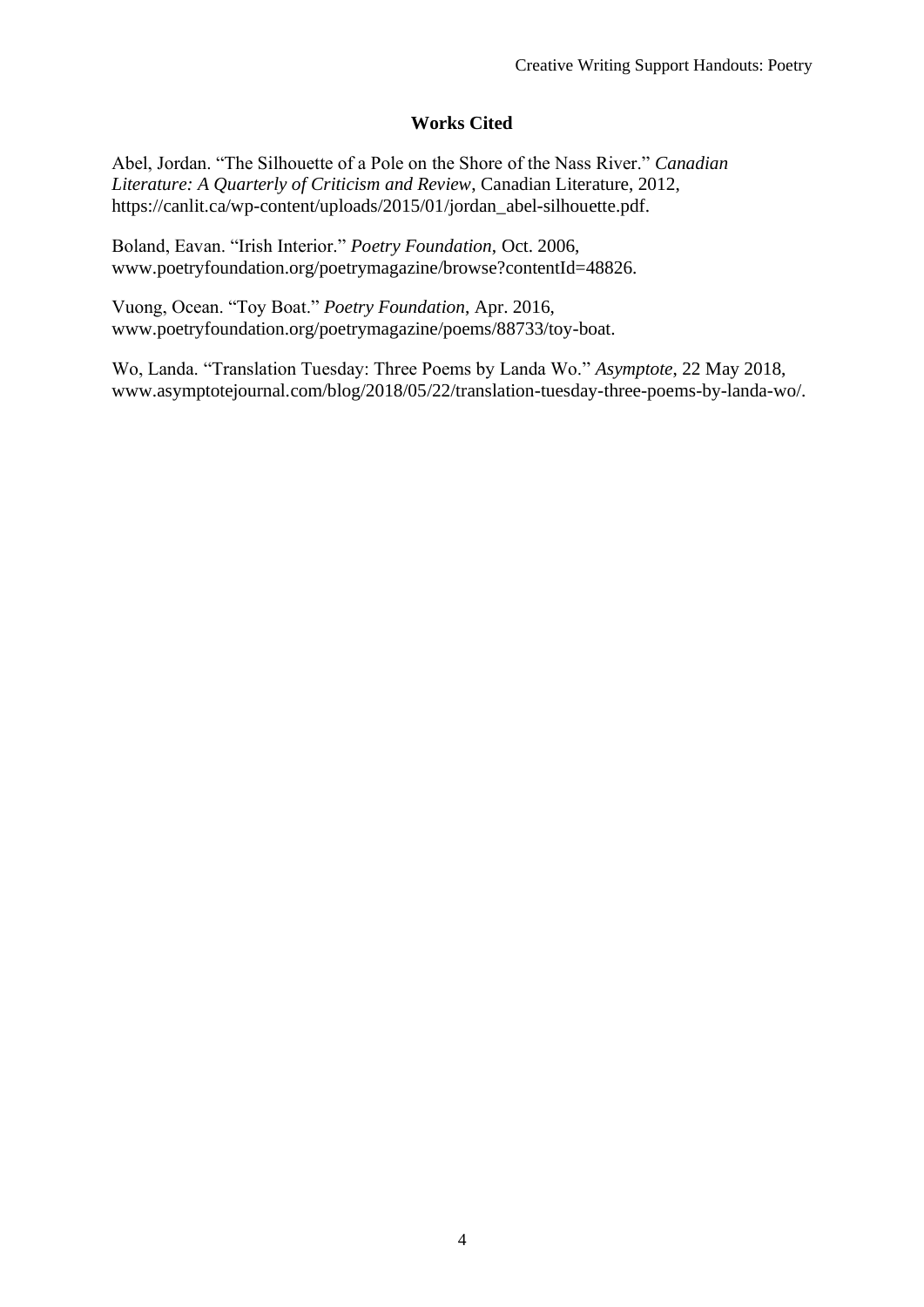## Works Cited

Abel, Jordan. "The Silhouette of a Pole on the Shore of the Nass River." *Canadian Literature: A Quarterly of Criticism and Review*, Canadian Literature, 2012, https://canlit.ca/wp-content/uploads/2015/01/jordan_abel-silhouette.pdf.

Boland, Eavan. "Irish Interior." *Poetry Foundation*, Oct. 2006, www.poetryfoundation.org/poetrymagazine/browse?contentId=48826.

Vuong, Ocean. "Toy Boat." *Poetry Foundation*, Apr. 2016, www.poetryfoundation.org/poetrymagazine/poems/88733/toy-boat.

Wo, Landa. "Translation Tuesday: Three Poems by Landa Wo." *Asymptote*, 22 May 2018, www.asymptotejournal.com/blog/2018/05/22/translation-tuesday-three-poems-by-landa-wo/.